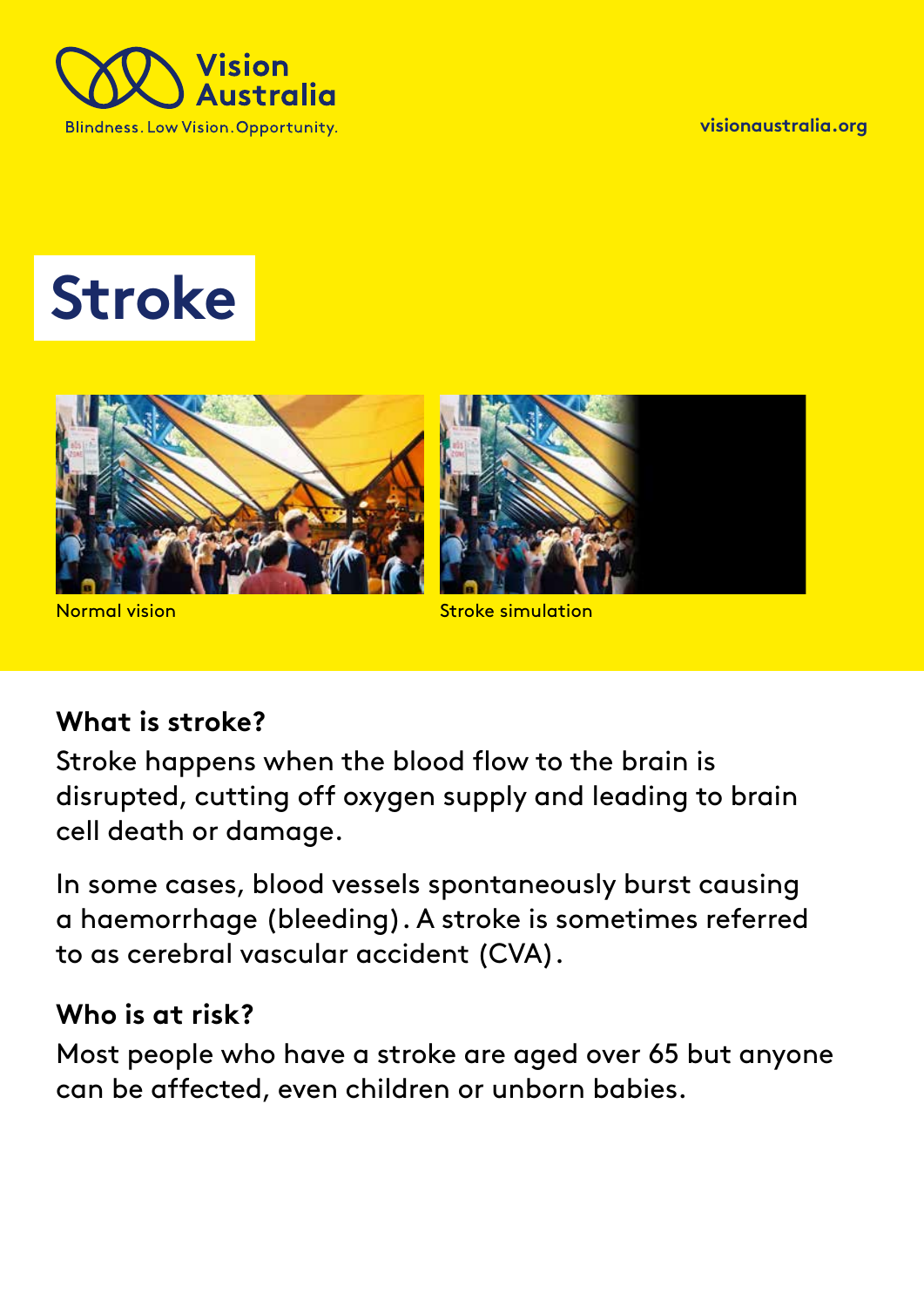Vision Australia

Blindness. Low Vision. Opportunity.

visionaustralia.org

# Stroke

Normal vision

Stroke simulation

## What is stroke?

Stroke happens when the blood flow to the brain is disrupted, cutting off oxygen supply and leading to brain cell death or damage.

In some cases, blood vessels spontaneously burst causing a haemorrhage (bleeding). A stroke is sometimes referred to as cerebral vascular accident (CVA).

## Who is at risk?

Most people who have a stroke are aged over 65 but anyone can be affected, even children or unborn babies.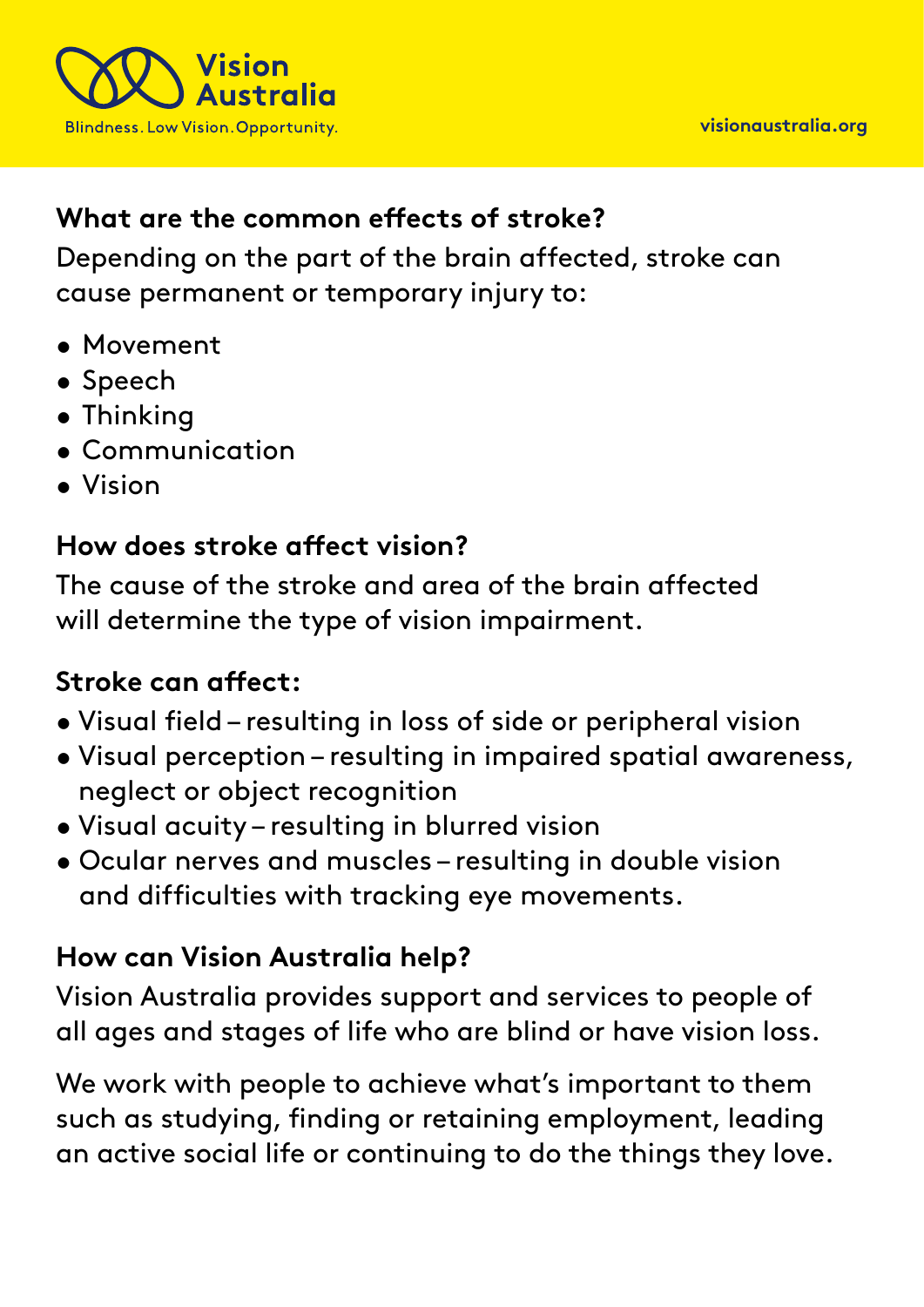### What are the common effects of stroke?

Depending on the part of the brain affected, stroke can cause permanent or temporary injury to:

- Movement
- Speech
- Thinking
- Communication
- Vision

### How does stroke affect vision?

The cause of the stroke and area of the brain affected will determine the type of vision impairment.

### Stroke can affect:

- Visual field – resulting in loss of side or peripheral vision
- Visual perception – resulting in impaired spatial awareness, neglect or object recognition
- Visual acuity – resulting in blurred vision
- Ocular nerves and muscles – resulting in double vision and difficulties with tracking eye movements.

### How can Vision Australia help?

Vision Australia provides support and services to people of all ages and stages of life who are blind or have vision loss.

We work with people to achieve what's important to them such as studying, finding or retaining employment, leading an active social life or continuing to do the things they love.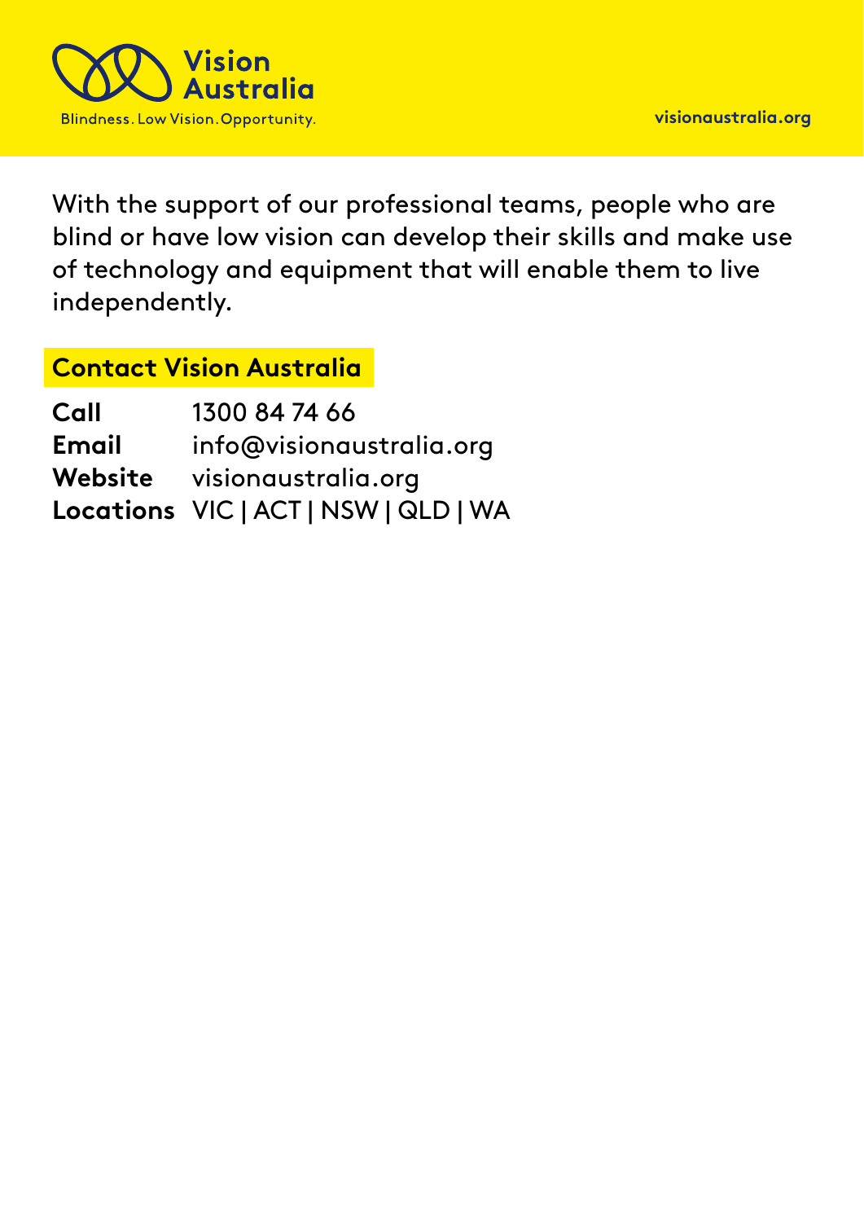Vision Australia

Blindness. Low Vision. Opportunity.

visionaustralia.org

With the support of our professional teams, people who are blind or have low vision can develop their skills and make use of technology and equipment that will enable them to live independently.

## Contact Vision Australia

**Call** 1300 84 74 66
**Email** info@visionaustralia.org
**Website** visionaustralia.org
**Locations** VIC | ACT | NSW | QLD | WA